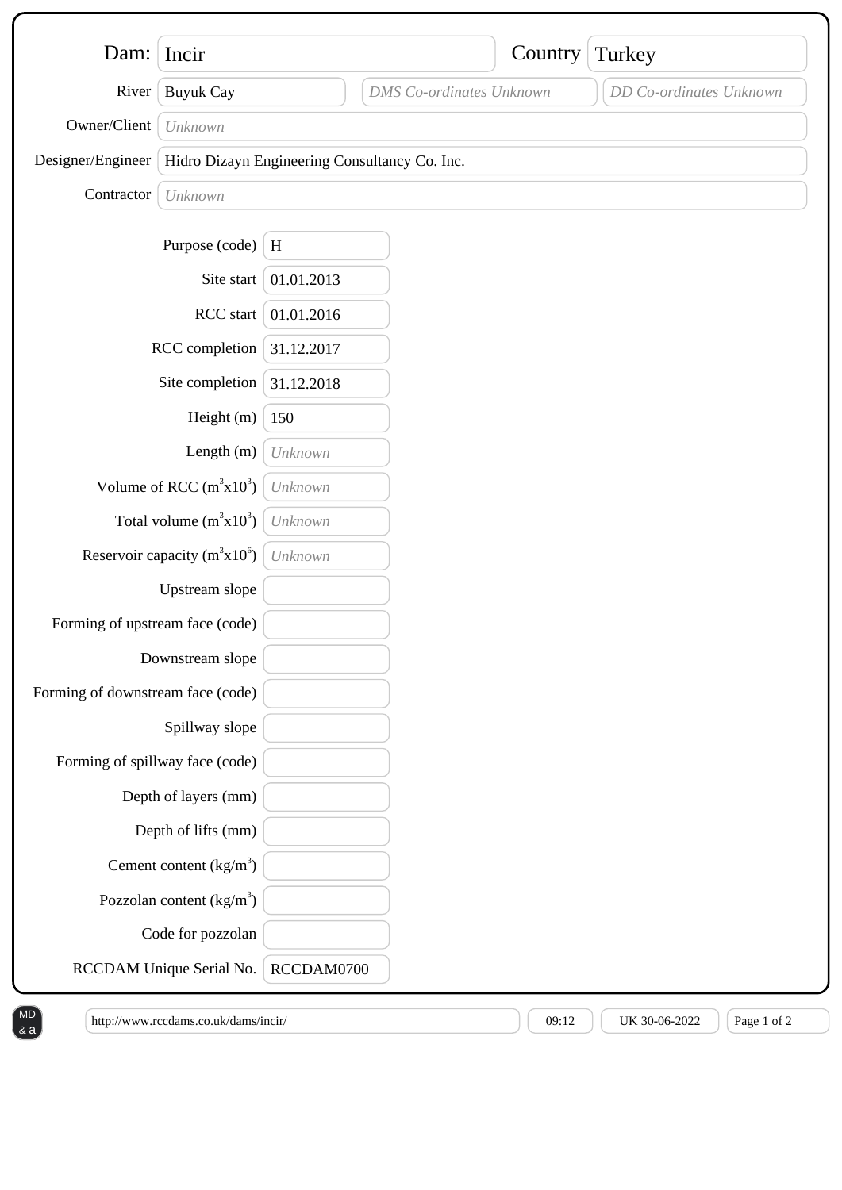| Field | Value |
| --- | --- |
| Dam: | Incir |
| Country | Turkey |
| River | Buyuk Cay |
| DMS Co-ordinates | *DMS Co-ordinates Unknown* |
| DD Co-ordinates | *DD Co-ordinates Unknown* |
| Owner/Client | *Unknown* |
| Designer/Engineer | Hidro Dizayn Engineering Consultancy Co. Inc. |
| Contractor | *Unknown* |

| Field | Value |
| --- | --- |
| Purpose (code) | H |
| Site start | 01.01.2013 |
| RCC start | 01.01.2016 |
| RCC completion | 31.12.2017 |
| Site completion | 31.12.2018 |
| Height (m) | 150 |
| Length (m) | *Unknown* |
| Volume of RCC ($m^3x10^3$) | *Unknown* |
| Total volume ($m^3x10^3$) | *Unknown* |
| Reservoir capacity ($m^3x10^6$) | *Unknown* |
| Upstream slope | |
| Forming of upstream face (code) | |
| Downstream slope | |
| Forming of downstream face (code) | |
| Spillway slope | |
| Forming of spillway face (code) | |
| Depth of layers (mm) | |
| Depth of lifts (mm) | |
| Cement content ($kg/m^3$) | |
| Pozzolan content ($kg/m^3$) | |
| Code for pozzolan | |
| RCCDAM Unique Serial No. | RCCDAM0700 |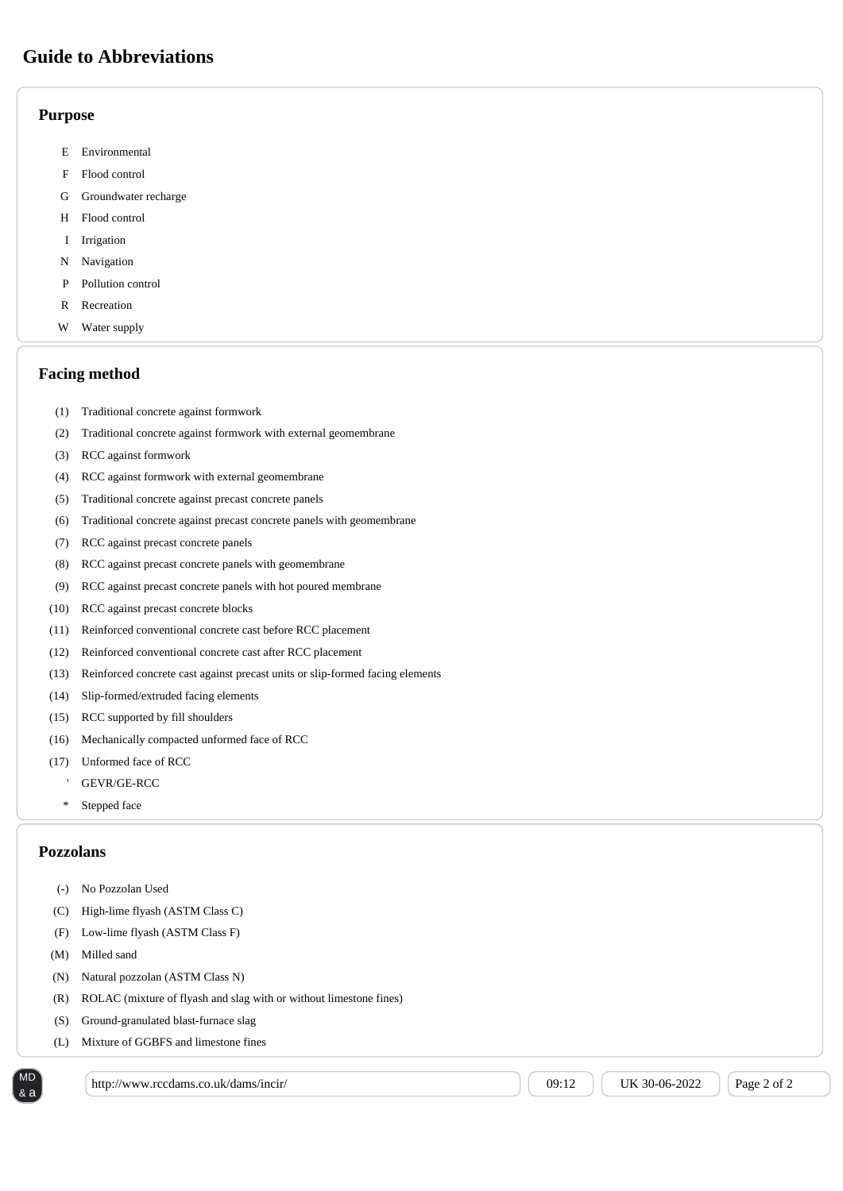# Guide to Abbreviations

## Purpose

| | |
|---|---|
| E | Environmental |
| F | Flood control |
| G | Groundwater recharge |
| H | Flood control |
| I | Irrigation |
| N | Navigation |
| P | Pollution control |
| R | Recreation |
| W | Water supply |

## Facing method

| | |
|---|---|
| (1) | Traditional concrete against formwork |
| (2) | Traditional concrete against formwork with external geomembrane |
| (3) | RCC against formwork |
| (4) | RCC against formwork with external geomembrane |
| (5) | Traditional concrete against precast concrete panels |
| (6) | Traditional concrete against precast concrete panels with geomembrane |
| (7) | RCC against precast concrete panels |
| (8) | RCC against precast concrete panels with geomembrane |
| (9) | RCC against precast concrete panels with hot poured membrane |
| (10) | RCC against precast concrete blocks |
| (11) | Reinforced conventional concrete cast before RCC placement |
| (12) | Reinforced conventional concrete cast after RCC placement |
| (13) | Reinforced concrete cast against precast units or slip-formed facing elements |
| (14) | Slip-formed/extruded facing elements |
| (15) | RCC supported by fill shoulders |
| (16) | Mechanically compacted unformed face of RCC |
| (17) | Unformed face of RCC |
| ' | GEVR/GE-RCC |
| * | Stepped face |

## Pozzolans

| | |
|---|---|
| (-) | No Pozzolan Used |
| (C) | High-lime flyash (ASTM Class C) |
| (F) | Low-lime flyash (ASTM Class F) |
| (M) | Milled sand |
| (N) | Natural pozzolan (ASTM Class N) |
| (R) | ROLAC (mixture of flyash and slag with or without limestone fines) |
| (S) | Ground-granulated blast-furnace slag |
| (L) | Mixture of GGBFS and limestone fines |